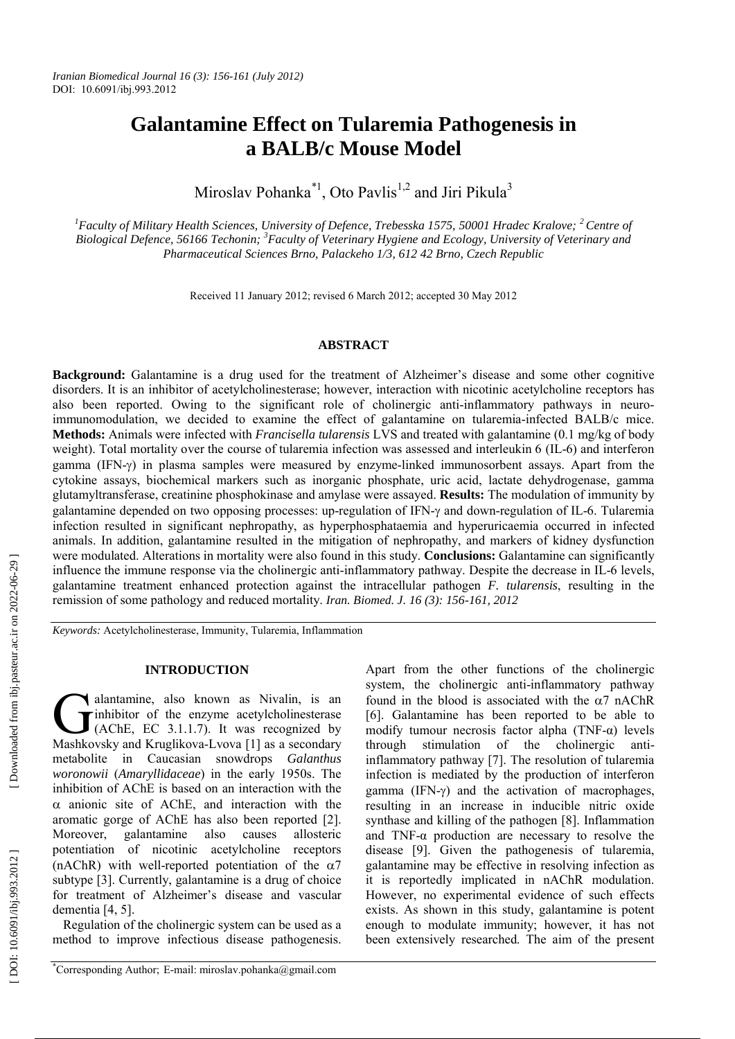# Galantamine Effect on Tularemia Pathogenesis in a BALB/c Mouse Model

Miroslav Pohanka[*1], Oto Pavlis[1,2] and Jiri Pikula[3]

[1]*Faculty of Military Health Sciences, University of Defence, Trebesska 1575, 50001 Hradec Kralove;* [2] *Centre of Biological Defence, 56166 Techonin;* [3]*Faculty of Veterinary Hygiene and Ecology, University of Veterinary and Pharmaceutical Sciences Brno, Palackeho 1/3, 612 42 Brno, Czech Republic*

Received 11 January 2012; revised 6 March 2012; accepted 30 May 2012

## ABSTRACT

**Background:** Galantamine is a drug used for the treatment of Alzheimer's disease and some other cognitive disorders. It is an inhibitor of acetylcholinesterase; however, interaction with nicotinic acetylcholine receptors has also been reported. Owing to the significant role of cholinergic anti-inflammatory pathways in neuro-immunomodulation, we decided to examine the effect of galantamine on tularemia-infected BALB/c mice. **Methods:** Animals were infected with *Francisella tularensis* LVS and treated with galantamine (0.1 mg/kg of body weight). Total mortality over the course of tularemia infection was assessed and interleukin 6 (IL-6) and interferon gamma (IFN-γ) in plasma samples were measured by enzyme-linked immunosorbent assays. Apart from the cytokine assays, biochemical markers such as inorganic phosphate, uric acid, lactate dehydrogenase, gamma glutamyltransferase, creatinine phosphokinase and amylase were assayed. **Results:** The modulation of immunity by galantamine depended on two opposing processes: up-regulation of IFN-γ and down-regulation of IL-6. Tularemia infection resulted in significant nephropathy, as hyperphosphataemia and hyperuricaemia occurred in infected animals. In addition, galantamine resulted in the mitigation of nephropathy, and markers of kidney dysfunction were modulated. Alterations in mortality were also found in this study. **Conclusions:** Galantamine can significantly influence the immune response via the cholinergic anti-inflammatory pathway. Despite the decrease in IL-6 levels, galantamine treatment enhanced protection against the intracellular pathogen *F. tularensis*, resulting in the remission of some pathology and reduced mortality. *Iran. Biomed. J. 16 (3): 156-161, 2012*

*Keywords:* Acetylcholinesterase, Immunity, Tularemia, Inflammation

## INTRODUCTION

Galantamine, also known as Nivalin, is an inhibitor of the enzyme acetylcholinesterase (AChE, EC 3.1.1.7). It was recognized by Mashkovsky and Kruglikova-Lvova [1] as a secondary metabolite in Caucasian snowdrops *Galanthus woronowii* (*Amaryllidaceae*) in the early 1950s. The inhibition of AChE is based on an interaction with the α anionic site of AChE, and interaction with the aromatic gorge of AChE has also been reported [2]. Moreover, galantamine also causes allosteric potentiation of nicotinic acetylcholine receptors (nAChR) with well-reported potentiation of the α7 subtype [3]. Currently, galantamine is a drug of choice for treatment of Alzheimer's disease and vascular dementia [4, 5].

Regulation of the cholinergic system can be used as a method to improve infectious disease pathogenesis. Apart from the other functions of the cholinergic system, the cholinergic anti-inflammatory pathway found in the blood is associated with the α7 nAChR [6]. Galantamine has been reported to be able to modify tumour necrosis factor alpha (TNF-α) levels through stimulation of the cholinergic anti-inflammatory pathway [7]. The resolution of tularemia infection is mediated by the production of interferon gamma (IFN-γ) and the activation of macrophages, resulting in an increase in inducible nitric oxide synthase and killing of the pathogen [8]. Inflammation and TNF-α production are necessary to resolve the disease [9]. Given the pathogenesis of tularemia, galantamine may be effective in resolving infection as it is reportedly implicated in nAChR modulation. However, no experimental evidence of such effects exists. As shown in this study, galantamine is potent enough to modulate immunity; however, it has not been extensively researched. The aim of the present

[*]Corresponding Author; E-mail: miroslav.pohanka@gmail.com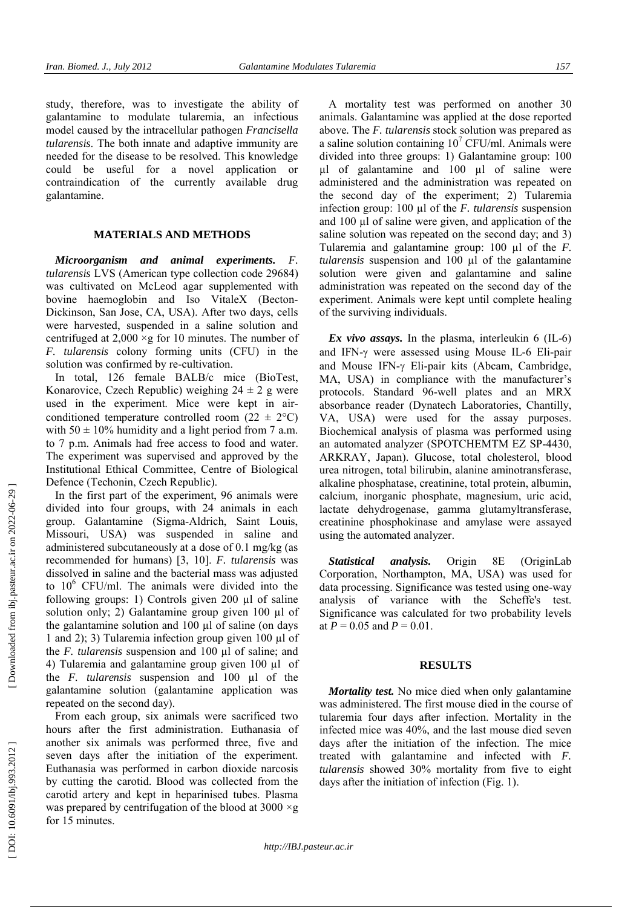study, therefore, was to investigate the ability of galantamine to modulate tularemia, an infectious model caused by the intracellular pathogen *Francisella tularensis*. The both innate and adaptive immunity are needed for the disease to be resolved. This knowledge could be useful for a novel application or contraindication of the currently available drug galantamine.

## MATERIALS AND METHODS

***Microorganism and animal experiments.*** *F. tularensis* LVS (American type collection code 29684) was cultivated on McLeod agar supplemented with bovine haemoglobin and Iso VitaleX (Becton-Dickinson, San Jose, CA, USA). After two days, cells were harvested, suspended in a saline solution and centrifuged at 2,000 ×g for 10 minutes. The number of *F. tularensis* colony forming units (CFU) in the solution was confirmed by re-cultivation.

In total, 126 female BALB/c mice (BioTest, Konarovice, Czech Republic) weighing 24 ± 2 g were used in the experiment. Mice were kept in air-conditioned temperature controlled room (22 ± 2°C) with 50 ± 10% humidity and a light period from 7 a.m. to 7 p.m. Animals had free access to food and water. The experiment was supervised and approved by the Institutional Ethical Committee, Centre of Biological Defence (Techonin, Czech Republic).

In the first part of the experiment, 96 animals were divided into four groups, with 24 animals in each group. Galantamine (Sigma-Aldrich, Saint Louis, Missouri, USA) was suspended in saline and administered subcutaneously at a dose of 0.1 mg/kg (as recommended for humans) [3, 10]. *F. tularensis* was dissolved in saline and the bacterial mass was adjusted to $10^6$ CFU/ml. The animals were divided into the following groups: 1) Controls given 200 µl of saline solution only; 2) Galantamine group given 100 µl of the galantamine solution and 100 µl of saline (on days 1 and 2); 3) Tularemia infection group given 100 µl of the *F. tularensis* suspension and 100 µl of saline; and 4) Tularemia and galantamine group given 100 µl of the *F. tularensis* suspension and 100 µl of the galantamine solution (galantamine application was repeated on the second day).

From each group, six animals were sacrificed two hours after the first administration. Euthanasia of another six animals was performed three, five and seven days after the initiation of the experiment. Euthanasia was performed in carbon dioxide narcosis by cutting the carotid. Blood was collected from the carotid artery and kept in heparinised tubes. Plasma was prepared by centrifugation of the blood at 3000 ×g for 15 minutes.

A mortality test was performed on another 30 animals. Galantamine was applied at the dose reported above. The *F. tularensis* stock solution was prepared as a saline solution containing $10^7$ CFU/ml. Animals were divided into three groups: 1) Galantamine group: 100 µl of galantamine and 100 µl of saline were administered and the administration was repeated on the second day of the experiment; 2) Tularemia infection group: 100 µl of the *F. tularensis* suspension and 100 µl of saline were given, and application of the saline solution was repeated on the second day; and 3) Tularemia and galantamine group: 100 µl of the *F. tularensis* suspension and 100 µl of the galantamine solution were given and galantamine and saline administration was repeated on the second day of the experiment. Animals were kept until complete healing of the surviving individuals.

***Ex vivo assays.*** In the plasma, interleukin 6 (IL-6) and IFN-γ were assessed using Mouse IL-6 Eli-pair and Mouse IFN-γ Eli-pair kits (Abcam, Cambridge, MA, USA) in compliance with the manufacturer's protocols. Standard 96-well plates and an MRX absorbance reader (Dynatech Laboratories, Chantilly, VA, USA) were used for the assay purposes. Biochemical analysis of plasma was performed using an automated analyzer (SPOTCHEMTM EZ SP-4430, ARKRAY, Japan). Glucose, total cholesterol, blood urea nitrogen, total bilirubin, alanine aminotransferase, alkaline phosphatase, creatinine, total protein, albumin, calcium, inorganic phosphate, magnesium, uric acid, lactate dehydrogenase, gamma glutamyltransferase, creatinine phosphokinase and amylase were assayed using the automated analyzer.

***Statistical analysis.*** Origin 8E (OriginLab Corporation, Northampton, MA, USA) was used for data processing. Significance was tested using one-way analysis of variance with the Scheffe's test. Significance was calculated for two probability levels at $P = 0.05$ and $P = 0.01$.

## RESULTS

***Mortality test.*** No mice died when only galantamine was administered. The first mouse died in the course of tularemia four days after infection. Mortality in the infected mice was 40%, and the last mouse died seven days after the initiation of the infection. The mice treated with galantamine and infected with *F. tularensis* showed 30% mortality from five to eight days after the initiation of infection (Fig. 1).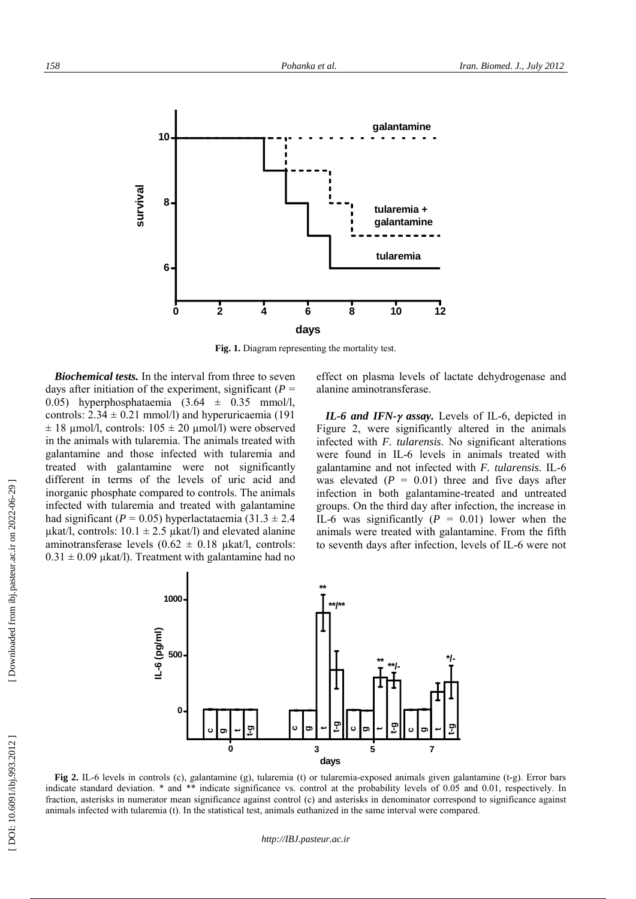Fig. 1. Diagram representing the mortality test.

***Biochemical tests.*** In the interval from three to seven days after initiation of the experiment, significant ($P$ = 0.05) hyperphosphataemia (3.64 ± 0.35 mmol/l, controls: 2.34 ± 0.21 mmol/l) and hyperuricaemia (191 ± 18 µmol/l, controls: 105 ± 20 µmol/l) were observed in the animals with tularemia. The animals treated with galantamine and those infected with tularemia and treated with galantamine were not significantly different in terms of the levels of uric acid and inorganic phosphate compared to controls. The animals infected with tularemia and treated with galantamine had significant ($P$ = 0.05) hyperlactataemia (31.3 ± 2.4 µkat/l, controls: 10.1 ± 2.5 µkat/l) and elevated alanine aminotransferase levels (0.62 ± 0.18 µkat/l, controls: 0.31 ± 0.09 µkat/l). Treatment with galantamine had no effect on plasma levels of lactate dehydrogenase and alanine aminotransferase.

***IL-6 and IFN-$\gamma$ assay.*** Levels of IL-6, depicted in Figure 2, were significantly altered in the animals infected with *F. tularensis*. No significant alterations were found in IL-6 levels in animals treated with galantamine and not infected with *F. tularensis*. IL-6 was elevated ($P$ = 0.01) three and five days after infection in both galantamine-treated and untreated groups. On the third day after infection, the increase in IL-6 was significantly ($P$ = 0.01) lower when the animals were treated with galantamine. From the fifth to seventh days after infection, levels of IL-6 were not

**Fig 2.** IL-6 levels in controls (c), galantamine (g), tularemia (t) or tularemia-exposed animals given galantamine (t-g). Error bars indicate standard deviation. * and ** indicate significance vs. control at the probability levels of 0.05 and 0.01, respectively. In fraction, asterisks in numerator mean significance against control (c) and asterisks in denominator correspond to significance against animals infected with tularemia (t). In the statistical test, animals euthanized in the same interval were compared.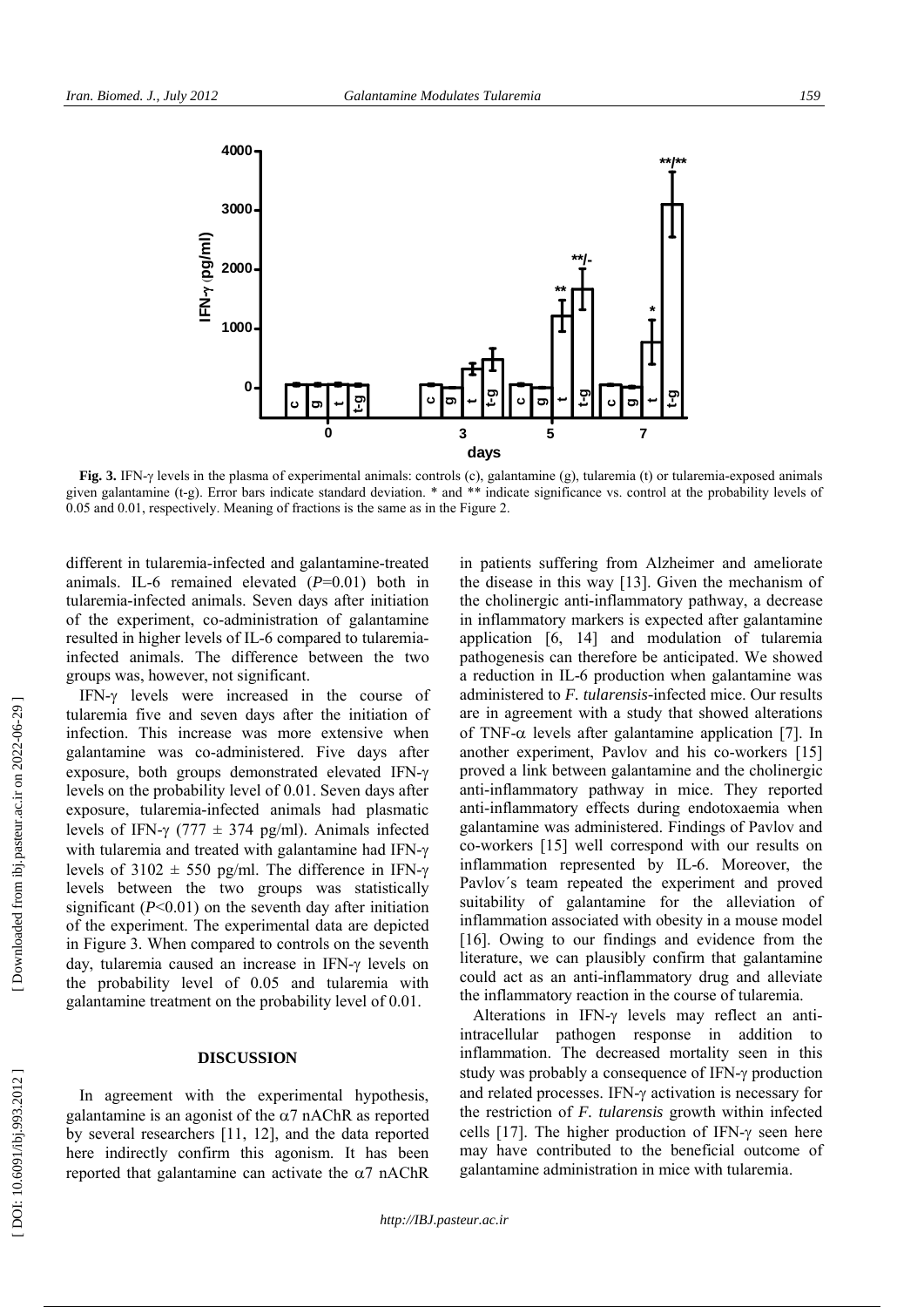**Fig. 3.** IFN-γ levels in the plasma of experimental animals: controls (c), galantamine (g), tularemia (t) or tularemia-exposed animals given galantamine (t-g). Error bars indicate standard deviation. * and ** indicate significance vs. control at the probability levels of 0.05 and 0.01, respectively. Meaning of fractions is the same as in the Figure 2.

different in tularemia-infected and galantamine-treated animals. IL-6 remained elevated ($P$=0.01) both in tularemia-infected animals. Seven days after initiation of the experiment, co-administration of galantamine resulted in higher levels of IL-6 compared to tularemia-infected animals. The difference between the two groups was, however, not significant.

IFN-γ levels were increased in the course of tularemia five and seven days after the initiation of infection. This increase was more extensive when galantamine was co-administered. Five days after exposure, both groups demonstrated elevated IFN-γ levels on the probability level of 0.01. Seven days after exposure, tularemia-infected animals had plasmatic levels of IFN-γ (777 ± 374 pg/ml). Animals infected with tularemia and treated with galantamine had IFN-γ levels of 3102 ± 550 pg/ml. The difference in IFN-γ levels between the two groups was statistically significant ($P$<0.01) on the seventh day after initiation of the experiment. The experimental data are depicted in Figure 3. When compared to controls on the seventh day, tularemia caused an increase in IFN-γ levels on the probability level of 0.05 and tularemia with galantamine treatment on the probability level of 0.01.

## DISCUSSION

In agreement with the experimental hypothesis, galantamine is an agonist of the α7 nAChR as reported by several researchers [11, 12], and the data reported here indirectly confirm this agonism. It has been reported that galantamine can activate the α7 nAChR in patients suffering from Alzheimer and ameliorate the disease in this way [13]. Given the mechanism of the cholinergic anti-inflammatory pathway, a decrease in inflammatory markers is expected after galantamine application [6, 14] and modulation of tularemia pathogenesis can therefore be anticipated. We showed a reduction in IL-6 production when galantamine was administered to *F. tularensis*-infected mice. Our results are in agreement with a study that showed alterations of TNF-α levels after galantamine application [7]. In another experiment, Pavlov and his co-workers [15] proved a link between galantamine and the cholinergic anti-inflammatory pathway in mice. They reported anti-inflammatory effects during endotoxaemia when galantamine was administered. Findings of Pavlov and co-workers [15] well correspond with our results on inflammation represented by IL-6. Moreover, the Pavlov´s team repeated the experiment and proved suitability of galantamine for the alleviation of inflammation associated with obesity in a mouse model [16]. Owing to our findings and evidence from the literature, we can plausibly confirm that galantamine could act as an anti-inflammatory drug and alleviate the inflammatory reaction in the course of tularemia.

Alterations in IFN-γ levels may reflect an anti-intracellular pathogen response in addition to inflammation. The decreased mortality seen in this study was probably a consequence of IFN-γ production and related processes. IFN-γ activation is necessary for the restriction of *F. tularensis* growth within infected cells [17]. The higher production of IFN-γ seen here may have contributed to the beneficial outcome of galantamine administration in mice with tularemia.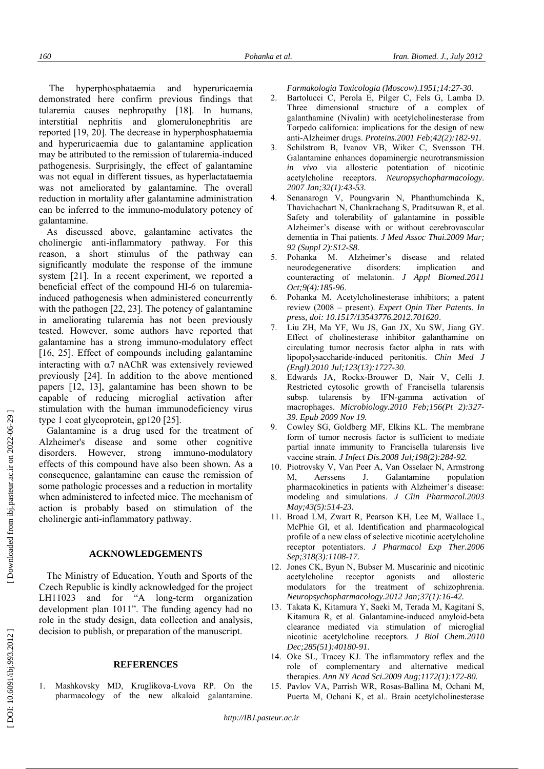The hyperphosphataemia and hyperuricaemia demonstrated here confirm previous findings that tularemia causes nephropathy [18]. In humans, interstitial nephritis and glomerulonephritis are reported [19, 20]. The decrease in hyperphosphataemia and hyperuricaemia due to galantamine application may be attributed to the remission of tularemia-induced pathogenesis. Surprisingly, the effect of galantamine was not equal in different tissues, as hyperlactataemia was not ameliorated by galantamine. The overall reduction in mortality after galantamine administration can be inferred to the immuno-modulatory potency of galantamine.

As discussed above, galantamine activates the cholinergic anti-inflammatory pathway. For this reason, a short stimulus of the pathway can significantly modulate the response of the immune system [21]. In a recent experiment, we reported a beneficial effect of the compound HI-6 on tularemia-induced pathogenesis when administered concurrently with the pathogen [22, 23]. The potency of galantamine in ameliorating tularemia has not been previously tested. However, some authors have reported that galantamine has a strong immuno-modulatory effect [16, 25]. Effect of compounds including galantamine interacting with $\alpha 7$ nAChR was extensively reviewed previously [24]. In addition to the above mentioned papers [12, 13], galantamine has been shown to be capable of reducing microglial activation after stimulation with the human immunodeficiency virus type 1 coat glycoprotein, gp120 [25].

Galantamine is a drug used for the treatment of Alzheimer's disease and some other cognitive disorders. However, strong immuno-modulatory effects of this compound have also been shown. As a consequence, galantamine can cause the remission of some pathologic processes and a reduction in mortality when administered to infected mice. The mechanism of action is probably based on stimulation of the cholinergic anti-inflammatory pathway.

## ACKNOWLEDGEMENTS

The Ministry of Education, Youth and Sports of the Czech Republic is kindly acknowledged for the project LH11023 and for "A long-term organization development plan 1011". The funding agency had no role in the study design, data collection and analysis, decision to publish, or preparation of the manuscript.

## REFERENCES

1. Mashkovsky MD, Kruglikova-Lvova RP. On the pharmacology of the new alkaloid galantamine. *Farmakologia Toxicologia (Moscow).1951;14:27-30.*
2. Bartolucci C, Perola E, Pilger C, Fels G, Lamba D. Three dimensional structure of a complex of galanthamine (Nivalin) with acetylcholinesterase from Torpedo californica: implications for the design of new anti-Alzheimer drugs. *Proteins.2001 Feb;42(2):182-91.*
3. Schilstrom B, Ivanov VB, Wiker C, Svensson TH. Galantamine enhances dopaminergic neurotransmission *in vivo* via allosteric potentiation of nicotinic acetylcholine receptors. *Neuropsychopharmacology. 2007 Jan;32(1):43-53.*
4. Senanarogn V, Poungvarin N, Phanthumchinda K, Thavichachart N, Chankrachang S, Praditsuwan R, et al. Safety and tolerability of galantamine in possible Alzheimer's disease with or without cerebrovascular dementia in Thai patients. *J Med Assoc Thai.2009 Mar; 92 (Suppl 2):S12-S8.*
5. Pohanka M. Alzheimer's disease and related neurodegenerative disorders: implication and counteracting of melatonin. *J Appl Biomed.2011 Oct;9(4):185-96*.
6. Pohanka M. Acetylcholinesterase inhibitors; a patent review (2008 – present). *Expert Opin Ther Patents. In press, doi: 10.1517/13543776.2012.701620*.
7. Liu ZH, Ma YF, Wu JS, Gan JX, Xu SW, Jiang GY. Effect of cholinesterase inhibitor galanthamine on circulating tumor necrosis factor alpha in rats with lipopolysaccharide-induced peritonitis. *Chin Med J (Engl).2010 Jul;123(13):1727-30*.
8. Edwards JA, Rockx-Brouwer D, Nair V, Celli J. Restricted cytosolic growth of Francisella tularensis subsp. tularensis by IFN-gamma activation of macrophages. *Microbiology.2010 Feb;156(Pt 2):327-39. Epub 2009 Nov 19.*
9. Cowley SG, Goldberg MF, Elkins KL. The membrane form of tumor necrosis factor is sufficient to mediate partial innate immunity to Francisella tularensis live vaccine strain. *J Infect Dis.2008 Jul;198(2):284-92.*
10. Piotrovsky V, Van Peer A, Van Osselaer N, Armstrong M, Aerssens J. Galantamine population pharmacokinetics in patients with Alzheimer's disease: modeling and simulations. *J Clin Pharmacol.2003 May;43(5):514-23.*
11. Broad LM, Zwart R, Pearson KH, Lee M, Wallace L, McPhie GI, et al. Identification and pharmacological profile of a new class of selective nicotinic acetylcholine receptor potentiators. *J Pharmacol Exp Ther.2006 Sep;318(3):1108-17.*
12. Jones CK, Byun N, Bubser M. Muscarinic and nicotinic acetylcholine receptor agonists and allosteric modulators for the treatment of schizophrenia. *Neuropsychopharmacology.2012 Jan;37(1):16-42.*
13. Takata K, Kitamura Y, Saeki M, Terada M, Kagitani S, Kitamura R, et al. Galantamine-induced amyloid-beta clearance mediated via stimulation of microglial nicotinic acetylcholine receptors. *J Biol Chem.2010 Dec;285(51):40180-91.*
14. Oke SL, Tracey KJ. The inflammatory reflex and the role of complementary and alternative medical therapies. *Ann NY Acad Sci.2009 Aug;1172(1):172-80.*
15. Pavlov VA, Parrish WR, Rosas-Ballina M, Ochani M, Puerta M, Ochani K, et al.. Brain acetylcholinesterase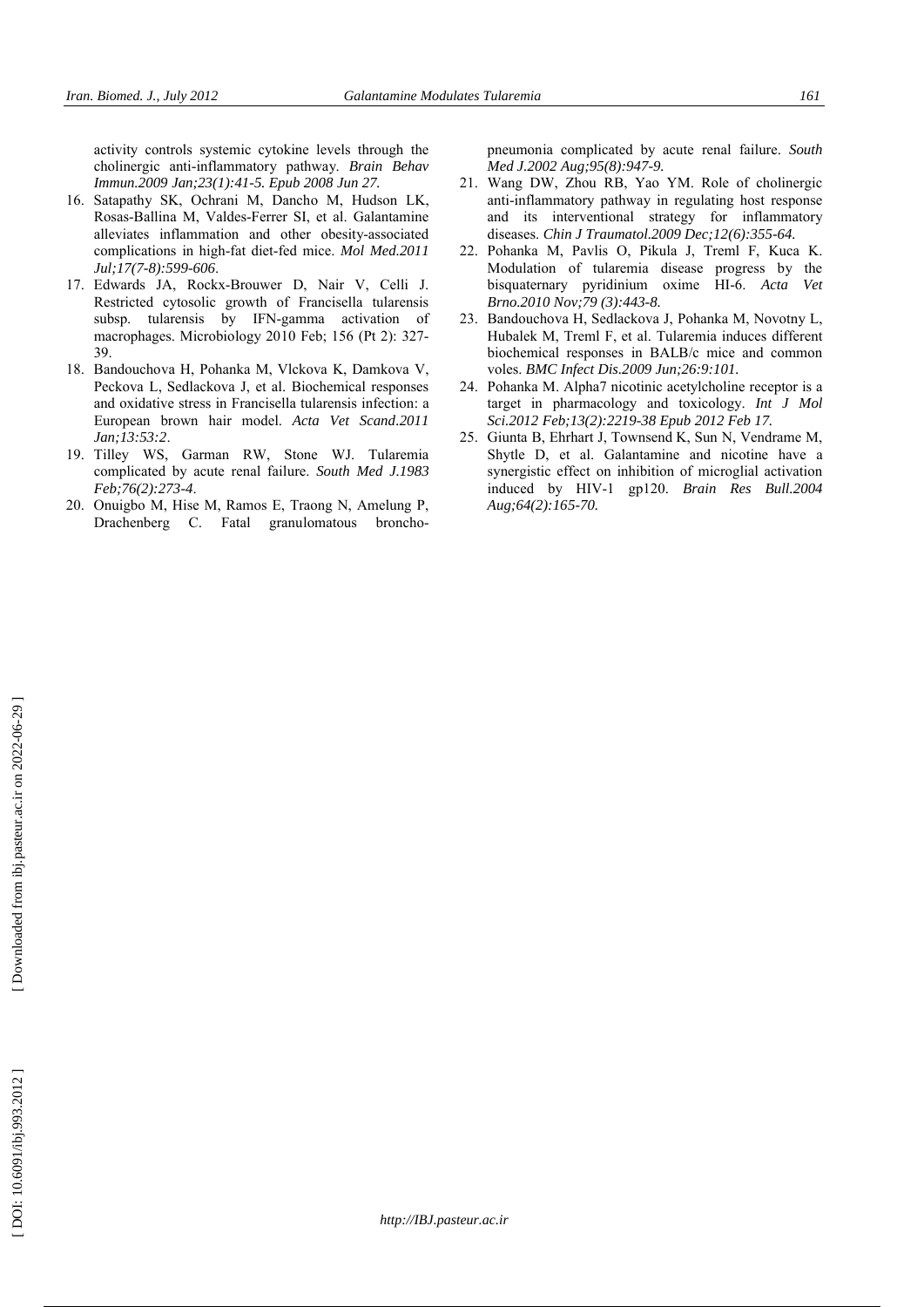activity controls systemic cytokine levels through the cholinergic anti-inflammatory pathway. *Brain Behav Immun.2009 Jan;23(1):41-5. Epub 2008 Jun 27.*

16. Satapathy SK, Ochrani M, Dancho M, Hudson LK, Rosas-Ballina M, Valdes-Ferrer SI, et al. Galantamine alleviates inflammation and other obesity-associated complications in high-fat diet-fed mice. *Mol Med.2011 Jul;17(7-8):599-606*.
17. Edwards JA, Rockx-Brouwer D, Nair V, Celli J. Restricted cytosolic growth of Francisella tularensis subsp. tularensis by IFN-gamma activation of macrophages. Microbiology 2010 Feb; 156 (Pt 2): 327-39.
18. Bandouchova H, Pohanka M, Vlckova K, Damkova V, Peckova L, Sedlackova J, et al. Biochemical responses and oxidative stress in Francisella tularensis infection: a European brown hair model. *Acta Vet Scand.2011 Jan;13:53:2*.
19. Tilley WS, Garman RW, Stone WJ. Tularemia complicated by acute renal failure. *South Med J.1983 Feb;76(2):273-4*.
20. Onuigbo M, Hise M, Ramos E, Traong N, Amelung P, Drachenberg C. Fatal granulomatous broncho-pneumonia complicated by acute renal failure. *South Med J.2002 Aug;95(8):947-9.*
21. Wang DW, Zhou RB, Yao YM. Role of cholinergic anti-inflammatory pathway in regulating host response and its interventional strategy for inflammatory diseases. *Chin J Traumatol.2009 Dec;12(6):355-64.*
22. Pohanka M, Pavlis O, Pikula J, Treml F, Kuca K. Modulation of tularemia disease progress by the bisquaternary pyridinium oxime HI-6. *Acta Vet Brno.2010 Nov;79 (3):443-8.*
23. Bandouchova H, Sedlackova J, Pohanka M, Novotny L, Hubalek M, Treml F, et al. Tularemia induces different biochemical responses in BALB/c mice and common voles. *BMC Infect Dis.2009 Jun;26:9:101.*
24. Pohanka M. Alpha7 nicotinic acetylcholine receptor is a target in pharmacology and toxicology. *Int J Mol Sci.2012 Feb;13(2):2219-38 Epub 2012 Feb 17.*
25. Giunta B, Ehrhart J, Townsend K, Sun N, Vendrame M, Shytle D, et al. Galantamine and nicotine have a synergistic effect on inhibition of microglial activation induced by HIV-1 gp120. *Brain Res Bull.2004 Aug;64(2):165-70.*